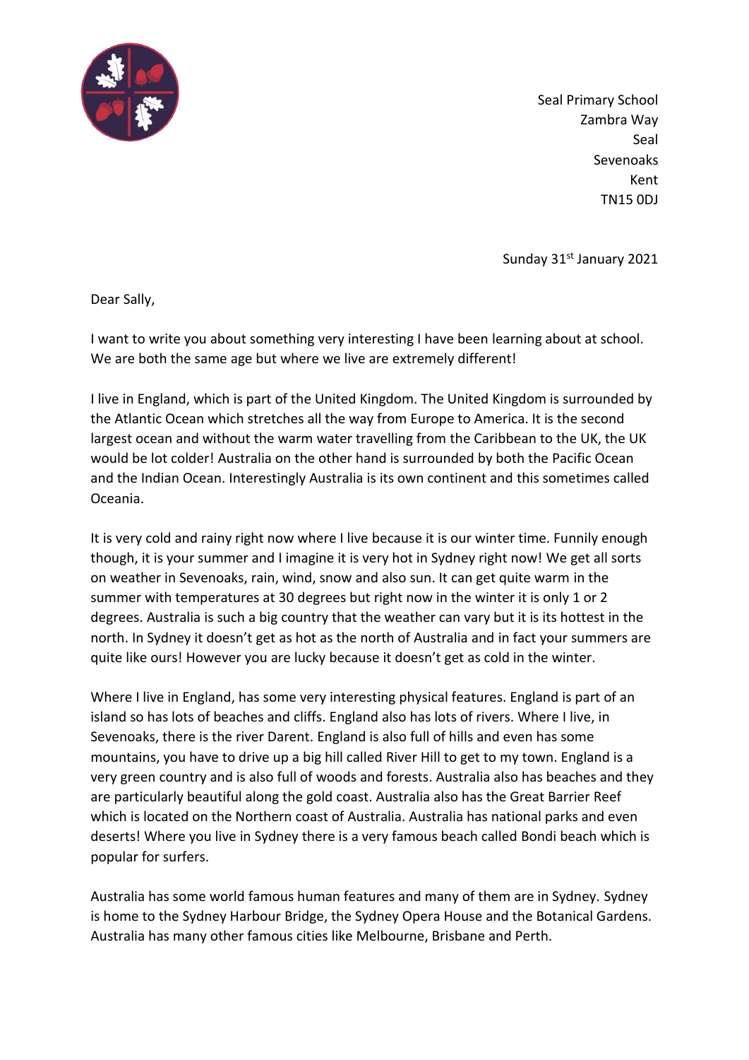Seal Primary School
Zambra Way
Seal
Sevenoaks
Kent
TN15 0DJ

Sunday 31st January 2021

Dear Sally,

I want to write you about something very interesting I have been learning about at school. We are both the same age but where we live are extremely different!

I live in England, which is part of the United Kingdom. The United Kingdom is surrounded by the Atlantic Ocean which stretches all the way from Europe to America. It is the second largest ocean and without the warm water travelling from the Caribbean to the UK, the UK would be lot colder! Australia on the other hand is surrounded by both the Pacific Ocean and the Indian Ocean. Interestingly Australia is its own continent and this sometimes called Oceania.

It is very cold and rainy right now where I live because it is our winter time. Funnily enough though, it is your summer and I imagine it is very hot in Sydney right now! We get all sorts on weather in Sevenoaks, rain, wind, snow and also sun. It can get quite warm in the summer with temperatures at 30 degrees but right now in the winter it is only 1 or 2 degrees. Australia is such a big country that the weather can vary but it is its hottest in the north. In Sydney it doesn't get as hot as the north of Australia and in fact your summers are quite like ours! However you are lucky because it doesn't get as cold in the winter.

Where I live in England, has some very interesting physical features. England is part of an island so has lots of beaches and cliffs. England also has lots of rivers. Where I live, in Sevenoaks, there is the river Darent. England is also full of hills and even has some mountains, you have to drive up a big hill called River Hill to get to my town. England is a very green country and is also full of woods and forests. Australia also has beaches and they are particularly beautiful along the gold coast. Australia also has the Great Barrier Reef which is located on the Northern coast of Australia. Australia has national parks and even deserts! Where you live in Sydney there is a very famous beach called Bondi beach which is popular for surfers.

Australia has some world famous human features and many of them are in Sydney. Sydney is home to the Sydney Harbour Bridge, the Sydney Opera House and the Botanical Gardens. Australia has many other famous cities like Melbourne, Brisbane and Perth.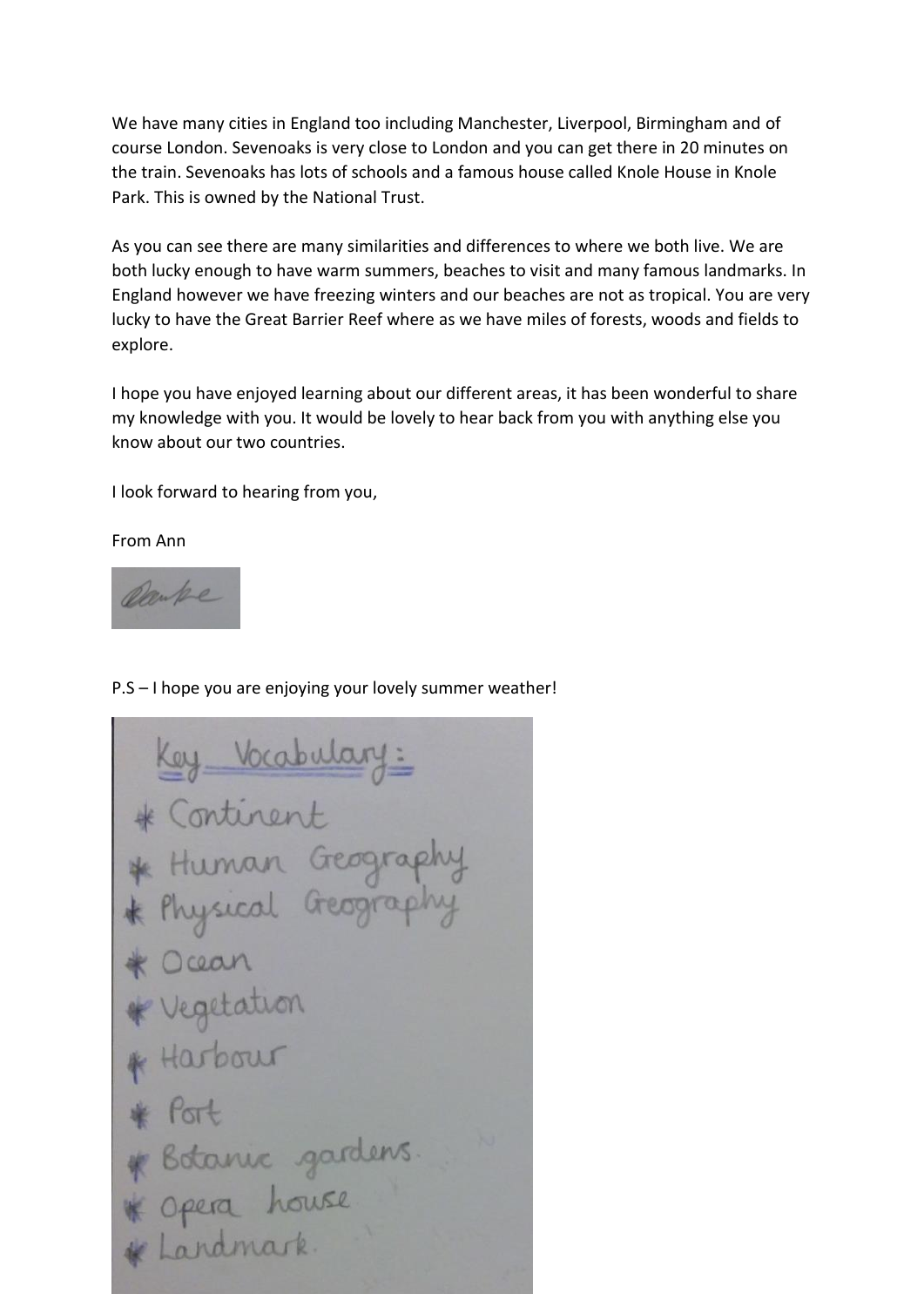We have many cities in England too including Manchester, Liverpool, Birmingham and of course London. Sevenoaks is very close to London and you can get there in 20 minutes on the train. Sevenoaks has lots of schools and a famous house called Knole House in Knole Park. This is owned by the National Trust.

As you can see there are many similarities and differences to where we both live. We are both lucky enough to have warm summers, beaches to visit and many famous landmarks. In England however we have freezing winters and our beaches are not as tropical. You are very lucky to have the Great Barrier Reef where as we have miles of forests, woods and fields to explore.

I hope you have enjoyed learning about our different areas, it has been wonderful to share my knowledge with you. It would be lovely to hear back from you with anything else you know about our two countries.

I look forward to hearing from you,

From Ann

P.S – I hope you are enjoying your lovely summer weather!

Key Vocabulary:

* Continent
* Human Geography
* Physical Geography
* Ocean
* Vegetation
* Harbour
* Port
* Botanic gardens.
* Opera house
* Landmark.